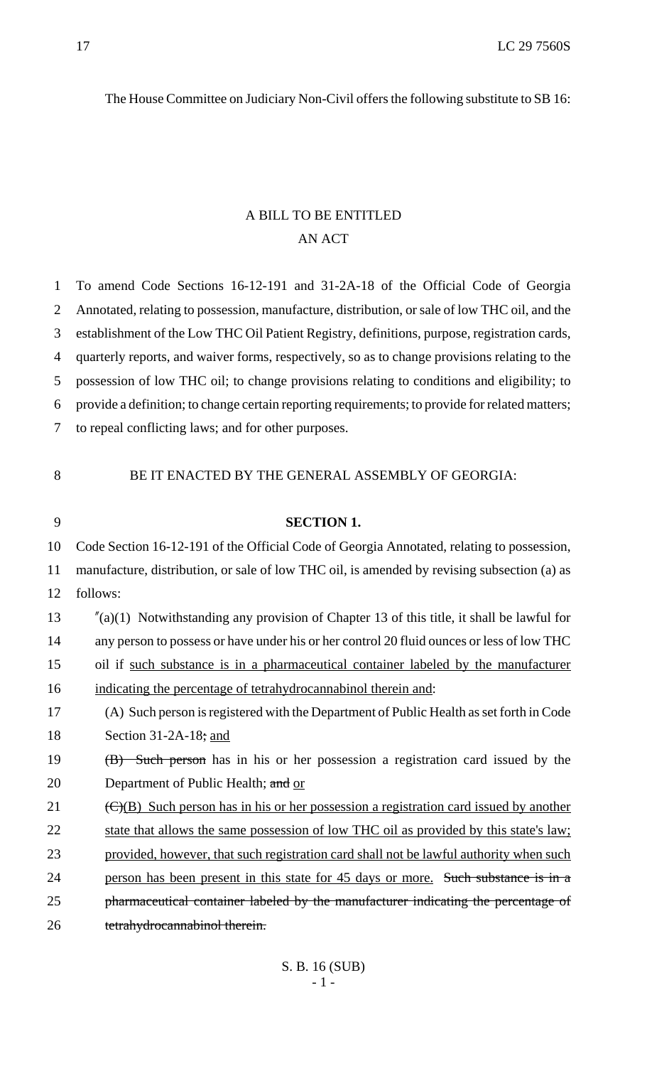The House Committee on Judiciary Non-Civil offers the following substitute to SB 16:

# A BILL TO BE ENTITLED
# AN ACT

1 To amend Code Sections 16-12-191 and 31-2A-18 of the Official Code of Georgia
2 Annotated, relating to possession, manufacture, distribution, or sale of low THC oil, and the
3 establishment of the Low THC Oil Patient Registry, definitions, purpose, registration cards,
4 quarterly reports, and waiver forms, respectively, so as to change provisions relating to the
5 possession of low THC oil; to change provisions relating to conditions and eligibility; to
6 provide a definition; to change certain reporting requirements; to provide for related matters;
7 to repeal conflicting laws; and for other purposes.

8 BE IT ENACTED BY THE GENERAL ASSEMBLY OF GEORGIA:

9 **SECTION 1.**

10 Code Section 16-12-191 of the Official Code of Georgia Annotated, relating to possession,
11 manufacture, distribution, or sale of low THC oil, is amended by revising subsection (a) as
12 follows:

13 "(a)(1) Notwithstanding any provision of Chapter 13 of this title, it shall be lawful for
14 any person to possess or have under his or her control 20 fluid ounces or less of low THC
15 oil if <u>such substance is in a pharmaceutical container labeled by the manufacturer</u>
16 <u>indicating the percentage of tetrahydrocannabinol therein and</u>:

17 (A) Such person is registered with the Department of Public Health as set forth in Code
18 Section 31-2A-18~~;~~ <u>and</u>

19 ~~(B) Such person~~ has in his or her possession a registration card issued by the
20 Department of Public Health; ~~and~~ <u>or</u>

21 ~~(C)~~<u>(B) Such person has in his or her possession a registration card issued by another</u>
22 <u>state that allows the same possession of low THC oil as provided by this state's law;</u>
23 <u>provided, however, that such registration card shall not be lawful authority when such</u>
24 <u>person has been present in this state for 45 days or more.</u> ~~Such substance is in a~~
25 ~~pharmaceutical container labeled by the manufacturer indicating the percentage of~~
26 ~~tetrahydrocannabinol therein.~~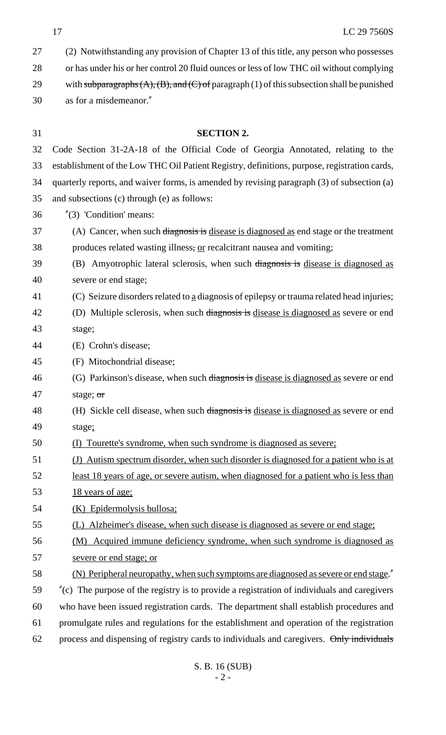(2) Notwithstanding any provision of Chapter 13 of this title, any person who possesses or has under his or her control 20 fluid ounces or less of low THC oil without complying with ~~subparagraphs (A), (B), and (C) of~~ paragraph (1) of this subsection shall be punished as for a misdemeanor."

**SECTION 2.**

Code Section 31-2A-18 of the Official Code of Georgia Annotated, relating to the establishment of the Low THC Oil Patient Registry, definitions, purpose, registration cards, quarterly reports, and waiver forms, is amended by revising paragraph (3) of subsection (a) and subsections (c) through (e) as follows:

"(3) 'Condition' means:

(A) Cancer, when such ~~diagnosis is~~ <u>disease is diagnosed as</u> end stage or the treatment produces related wasting illness~~,~~ <u>or</u> recalcitrant nausea and vomiting;

(B) Amyotrophic lateral sclerosis, when such ~~diagnosis is~~ <u>disease is diagnosed as</u> severe or end stage;

(C) Seizure disorders related to <u>a</u> diagnosis of epilepsy or trauma related head injuries;

(D) Multiple sclerosis, when such ~~diagnosis is~~ <u>disease is diagnosed as</u> severe or end stage;

(E) Crohn's disease;

(F) Mitochondrial disease;

(G) Parkinson's disease, when such ~~diagnosis is~~ <u>disease is diagnosed as</u> severe or end stage; ~~or~~

(H) Sickle cell disease, when such ~~diagnosis is~~ <u>disease is diagnosed as</u> severe or end stage<u>;</u>

<u>(I) Tourette's syndrome, when such syndrome is diagnosed as severe;</u>

<u>(J) Autism spectrum disorder, when such disorder is diagnosed for a patient who is at least 18 years of age, or severe autism, when diagnosed for a patient who is less than 18 years of age;</u>

<u>(K) Epidermolysis bullosa;</u>

<u>(L) Alzheimer's disease, when such disease is diagnosed as severe or end stage;</u>

<u>(M) Acquired immune deficiency syndrome, when such syndrome is diagnosed as severe or end stage; or</u>

<u>(N) Peripheral neuropathy, when such symptoms are diagnosed as severe or end stage</u>."

"(c) The purpose of the registry is to provide a registration of individuals and caregivers who have been issued registration cards. The department shall establish procedures and promulgate rules and regulations for the establishment and operation of the registration process and dispensing of registry cards to individuals and caregivers. ~~Only individuals~~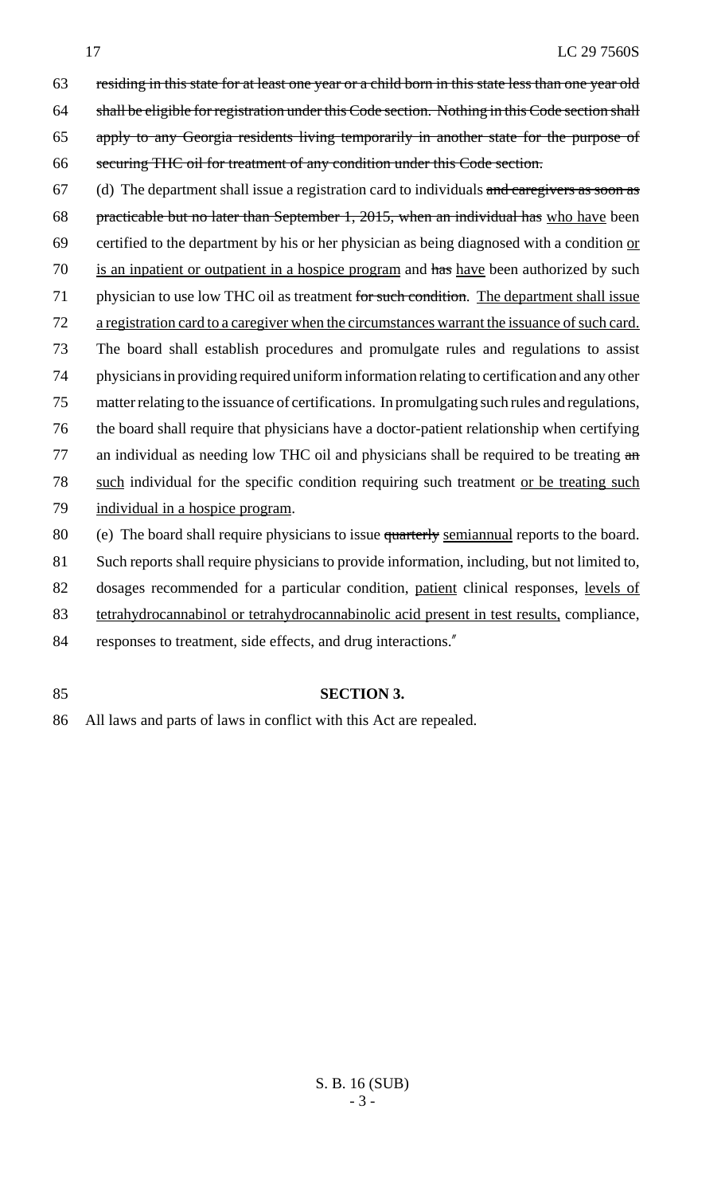63 ~~residing in this state for at least one year or a child born in this state less than one year old~~
64 ~~shall be eligible for registration under this Code section. Nothing in this Code section shall~~
65 ~~apply to any Georgia residents living temporarily in another state for the purpose of~~
66 ~~securing THC oil for treatment of any condition under this Code section.~~
67 (d) The department shall issue a registration card to individuals ~~and caregivers as soon as~~
68 ~~practicable but no later than September 1, 2015, when an individual has~~ <u>who have</u> been
69 certified to the department by his or her physician as being diagnosed with a condition <u>or</u>
70 <u>is an inpatient or outpatient in a hospice program</u> and ~~has~~ <u>have</u> been authorized by such
71 physician to use low THC oil as treatment ~~for such condition~~. <u>The department shall issue</u>
72 <u>a registration card to a caregiver when the circumstances warrant the issuance of such card.</u>
73 The board shall establish procedures and promulgate rules and regulations to assist
74 physicians in providing required uniform information relating to certification and any other
75 matter relating to the issuance of certifications. In promulgating such rules and regulations,
76 the board shall require that physicians have a doctor-patient relationship when certifying
77 an individual as needing low THC oil and physicians shall be required to be treating ~~an~~
78 <u>such</u> individual for the specific condition requiring such treatment <u>or be treating such</u>
79 <u>individual in a hospice program</u>.
80 (e) The board shall require physicians to issue ~~quarterly~~ <u>semiannual</u> reports to the board.
81 Such reports shall require physicians to provide information, including, but not limited to,
82 dosages recommended for a particular condition, <u>patient</u> clinical responses, <u>levels of</u>
83 <u>tetrahydrocannabinol or tetrahydrocannabinolic acid present in test results,</u> compliance,
84 responses to treatment, side effects, and drug interactions."

85 **SECTION 3.**

86 All laws and parts of laws in conflict with this Act are repealed.